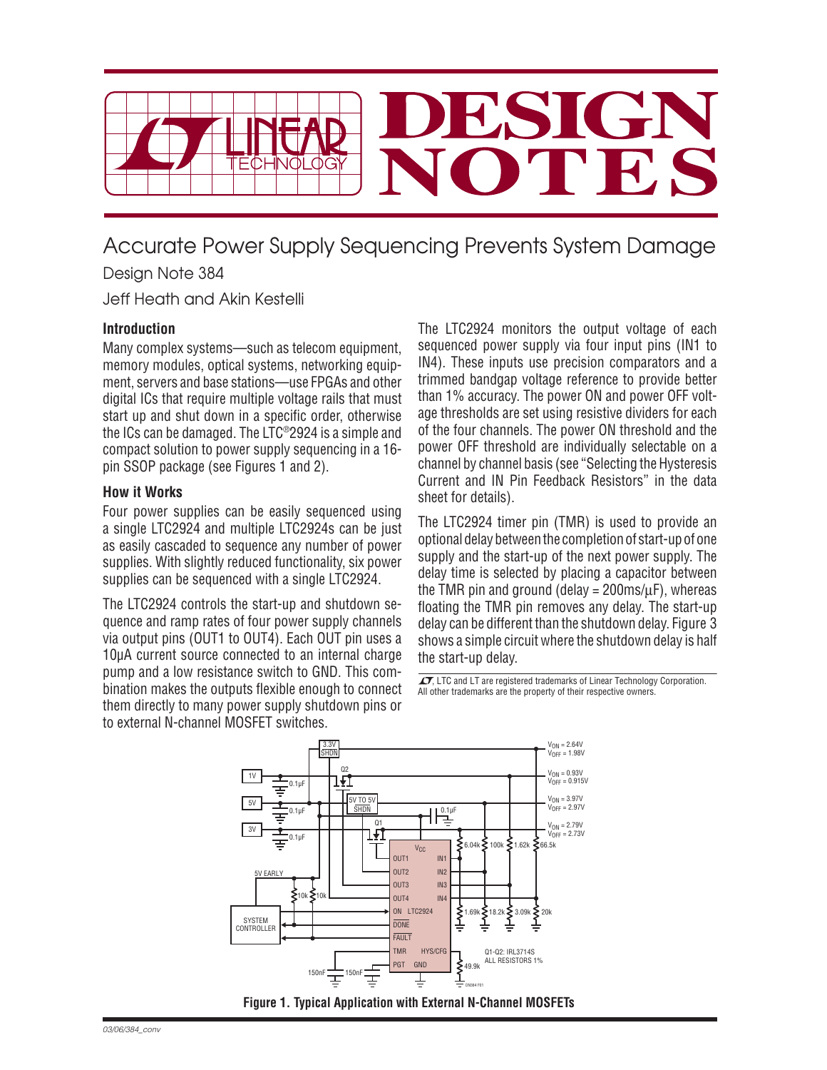# DESIGN NOTES

## Accurate Power Supply Sequencing Prevents System Damage

Design Note 384

Jeff Heath and Akin Kestelli

### Introduction

Many complex systems—such as telecom equipment, memory modules, optical systems, networking equipment, servers and base stations—use FPGAs and other digital ICs that require multiple voltage rails that must start up and shut down in a specific order, otherwise the ICs can be damaged. The LTC®2924 is a simple and compact solution to power supply sequencing in a 16-pin SSOP package (see Figures 1 and 2).

### How it Works

Four power supplies can be easily sequenced using a single LTC2924 and multiple LTC2924s can be just as easily cascaded to sequence any number of power supplies. With slightly reduced functionality, six power supplies can be sequenced with a single LTC2924.

The LTC2924 controls the start-up and shutdown sequence and ramp rates of four power supply channels via output pins (OUT1 to OUT4). Each OUT pin uses a 10μA current source connected to an internal charge pump and a low resistance switch to GND. This combination makes the outputs flexible enough to connect them directly to many power supply shutdown pins or to external N-channel MOSFET switches.

The LTC2924 monitors the output voltage of each sequenced power supply via four input pins (IN1 to IN4). These inputs use precision comparators and a trimmed bandgap voltage reference to provide better than 1% accuracy. The power ON and power OFF voltage thresholds are set using resistive dividers for each of the four channels. The power ON threshold and the power OFF threshold are individually selectable on a channel by channel basis (see "Selecting the Hysteresis Current and IN Pin Feedback Resistors" in the data sheet for details).

The LTC2924 timer pin (TMR) is used to provide an optional delay between the completion of start-up of one supply and the start-up of the next power supply. The delay time is selected by placing a capacitor between the TMR pin and ground (delay = 200ms/μF), whereas floating the TMR pin removes any delay. The start-up delay can be different than the shutdown delay. Figure 3 shows a simple circuit where the shutdown delay is half the start-up delay.

LTC and LT are registered trademarks of Linear Technology Corporation. All other trademarks are the property of their respective owners.

**Figure 1. Typical Application with External N-Channel MOSFETs**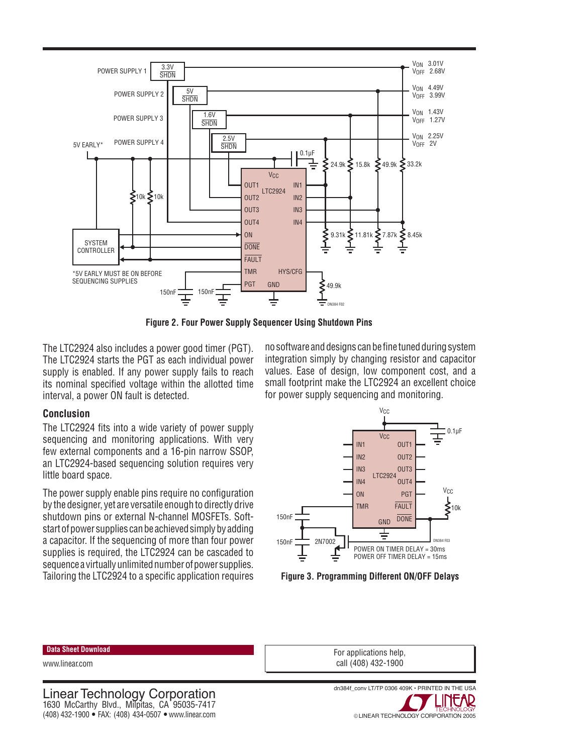POWER SUPPLY 1
3.3V
SHDN
POWER SUPPLY 2
5V
SHDN
POWER SUPPLY 3
1.6V
SHDN
5V EARLY*
POWER SUPPLY 4
2.5V
SHDN
$V_{ON}$ 3.01V
$V_{OFF}$ 2.68V
$V_{ON}$ 4.49V
$V_{OFF}$ 3.99V
$V_{ON}$ 1.43V
$V_{OFF}$ 1.27V
$V_{ON}$ 2.25V
$V_{OFF}$ 2V
0.1µF
24.9k 15.8k 49.9k 33.2k
$V_{CC}$
OUT1 IN1
LTC2924
OUT2 IN2
OUT3 IN3
OUT4 IN4
ON
DONE
FAULT
TMR HYS/CFG
PGT GND
10k 10k
9.31k 11.81k 7.87k 8.45k
SYSTEM CONTROLLER
*5V EARLY MUST BE ON BEFORE SEQUENCING SUPPLIES
150nF 150nF
49.9k
DN384 F02

**Figure 2. Four Power Supply Sequencer Using Shutdown Pins**

The LTC2924 also includes a power good timer (PGT). The LTC2924 starts the PGT as each individual power supply is enabled. If any power supply fails to reach its nominal specified voltage within the allotted time interval, a power ON fault is detected.

### Conclusion

The LTC2924 fits into a wide variety of power supply sequencing and monitoring applications. With very few external components and a 16-pin narrow SSOP, an LTC2924-based sequencing solution requires very little board space.

The power supply enable pins require no configuration by the designer, yet are versatile enough to directly drive shutdown pins or external N-channel MOSFETs. Soft-start of power supplies can be achieved simply by adding a capacitor. If the sequencing of more than four power supplies is required, the LTC2924 can be cascaded to sequence a virtually unlimited number of power supplies. Tailoring the LTC2924 to a specific application requires no software and designs can be fine tuned during system integration simply by changing resistor and capacitor values. Ease of design, low component cost, and a small footprint make the LTC2924 an excellent choice for power supply sequencing and monitoring.

$V_{CC}$
0.1µF
$V_{CC}$
IN1 OUT1
IN2 OUT2
IN3 OUT3
LTC2924
IN4 OUT4
ON PGT
TMR FAULT
GND DONE
$V_{CC}$
10k
150nF
150nF
2N7002
POWER ON TIMER DELAY = 30ms
POWER OFF TIMER DELAY = 15ms
DN384 F03

**Figure 3. Programming Different ON/OFF Delays**

**Data Sheet Download**

www.linear.com

For applications help,
call (408) 432-1900

dn384f_conv LT/TP 0306 409K • PRINTED IN THE USA

Linear Technology Corporation
1630 McCarthy Blvd., Milpitas, CA 95035-7417
(408) 432-1900 • FAX: (408) 434-0507 • www.linear.com

© LINEAR TECHNOLOGY CORPORATION 2005